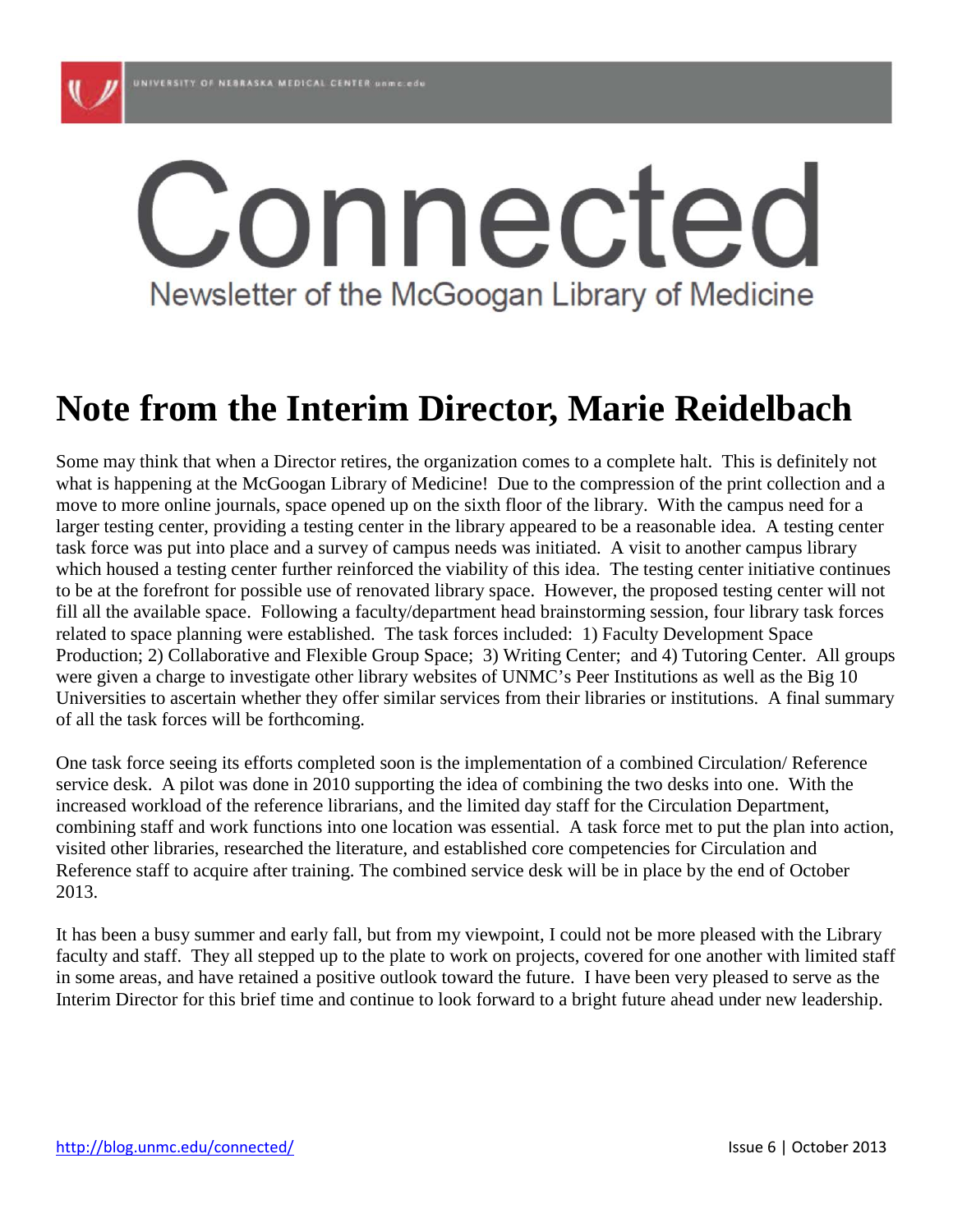# Connected

Newsletter of the McGoogan Library of Medicine

## Note from the Interim Director, Marie Reidelbach

Some may think that when a Director retires, the organization comes to a complete halt. This is definitely not what is happening at the McGoogan Library of Medicine! Due to the compression of the print collection and a move to more online journals, space opened up on the sixth floor of the library. With the campus need for a larger testing center, providing a testing center in the library appeared to be a reasonable idea. A testing center task force was put into place and a survey of campus needs was initiated. A visit to another campus library which housed a testing center further reinforced the viability of this idea. The testing center initiative continues to be at the forefront for possible use of renovated library space. However, the proposed testing center will not fill all the available space. Following a faculty/department head brainstorming session, four library task forces related to space planning were established. The task forces included: 1) Faculty Development Space Production; 2) Collaborative and Flexible Group Space; 3) Writing Center; and 4) Tutoring Center. All groups were given a charge to investigate other library websites of UNMC's Peer Institutions as well as the Big 10 Universities to ascertain whether they offer similar services from their libraries or institutions. A final summary of all the task forces will be forthcoming.

One task force seeing its efforts completed soon is the implementation of a combined Circulation/ Reference service desk. A pilot was done in 2010 supporting the idea of combining the two desks into one. With the increased workload of the reference librarians, and the limited day staff for the Circulation Department, combining staff and work functions into one location was essential. A task force met to put the plan into action, visited other libraries, researched the literature, and established core competencies for Circulation and Reference staff to acquire after training. The combined service desk will be in place by the end of October 2013.

It has been a busy summer and early fall, but from my viewpoint, I could not be more pleased with the Library faculty and staff. They all stepped up to the plate to work on projects, covered for one another with limited staff in some areas, and have retained a positive outlook toward the future. I have been very pleased to serve as the Interim Director for this brief time and continue to look forward to a bright future ahead under new leadership.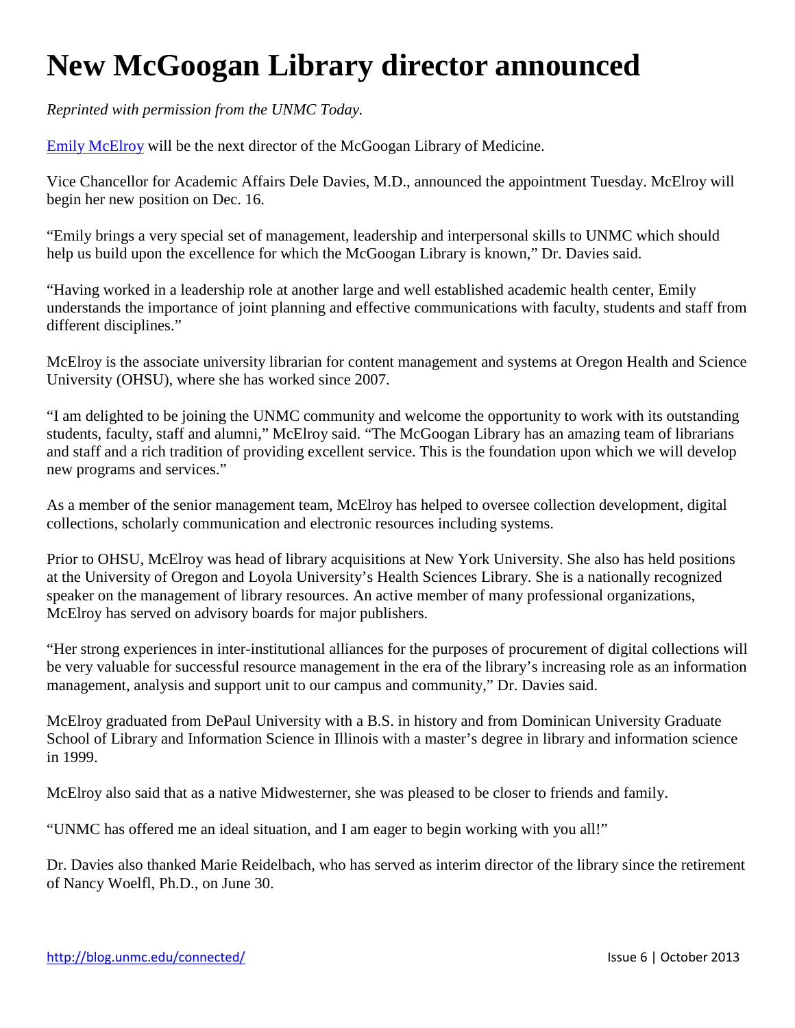# New McGoogan Library director announced

*Reprinted with permission from the UNMC Today.*

Emily McElroy will be the next director of the McGoogan Library of Medicine.

Vice Chancellor for Academic Affairs Dele Davies, M.D., announced the appointment Tuesday. McElroy will begin her new position on Dec. 16.

"Emily brings a very special set of management, leadership and interpersonal skills to UNMC which should help us build upon the excellence for which the McGoogan Library is known," Dr. Davies said.

"Having worked in a leadership role at another large and well established academic health center, Emily understands the importance of joint planning and effective communications with faculty, students and staff from different disciplines."

McElroy is the associate university librarian for content management and systems at Oregon Health and Science University (OHSU), where she has worked since 2007.

"I am delighted to be joining the UNMC community and welcome the opportunity to work with its outstanding students, faculty, staff and alumni," McElroy said. "The McGoogan Library has an amazing team of librarians and staff and a rich tradition of providing excellent service. This is the foundation upon which we will develop new programs and services."

As a member of the senior management team, McElroy has helped to oversee collection development, digital collections, scholarly communication and electronic resources including systems.

Prior to OHSU, McElroy was head of library acquisitions at New York University. She also has held positions at the University of Oregon and Loyola University's Health Sciences Library. She is a nationally recognized speaker on the management of library resources. An active member of many professional organizations, McElroy has served on advisory boards for major publishers.

"Her strong experiences in inter-institutional alliances for the purposes of procurement of digital collections will be very valuable for successful resource management in the era of the library's increasing role as an information management, analysis and support unit to our campus and community," Dr. Davies said.

McElroy graduated from DePaul University with a B.S. in history and from Dominican University Graduate School of Library and Information Science in Illinois with a master's degree in library and information science in 1999.

McElroy also said that as a native Midwesterner, she was pleased to be closer to friends and family.

"UNMC has offered me an ideal situation, and I am eager to begin working with you all!"

Dr. Davies also thanked Marie Reidelbach, who has served as interim director of the library since the retirement of Nancy Woelfl, Ph.D., on June 30.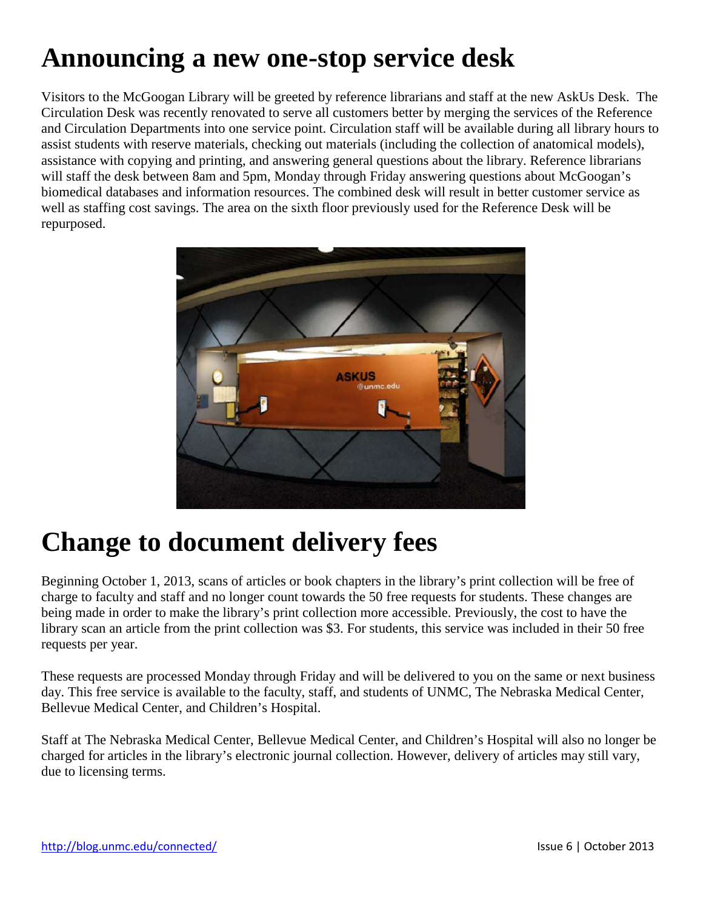# Announcing a new one-stop service desk

Visitors to the McGoogan Library will be greeted by reference librarians and staff at the new AskUs Desk. The Circulation Desk was recently renovated to serve all customers better by merging the services of the Reference and Circulation Departments into one service point. Circulation staff will be available during all library hours to assist students with reserve materials, checking out materials (including the collection of anatomical models), assistance with copying and printing, and answering general questions about the library. Reference librarians will staff the desk between 8am and 5pm, Monday through Friday answering questions about McGoogan's biomedical databases and information resources. The combined desk will result in better customer service as well as staffing cost savings. The area on the sixth floor previously used for the Reference Desk will be repurposed.

# Change to document delivery fees

Beginning October 1, 2013, scans of articles or book chapters in the library's print collection will be free of charge to faculty and staff and no longer count towards the 50 free requests for students. These changes are being made in order to make the library's print collection more accessible. Previously, the cost to have the library scan an article from the print collection was $3. For students, this service was included in their 50 free requests per year.

These requests are processed Monday through Friday and will be delivered to you on the same or next business day. This free service is available to the faculty, staff, and students of UNMC, The Nebraska Medical Center, Bellevue Medical Center, and Children's Hospital.

Staff at The Nebraska Medical Center, Bellevue Medical Center, and Children's Hospital will also no longer be charged for articles in the library's electronic journal collection. However, delivery of articles may still vary, due to licensing terms.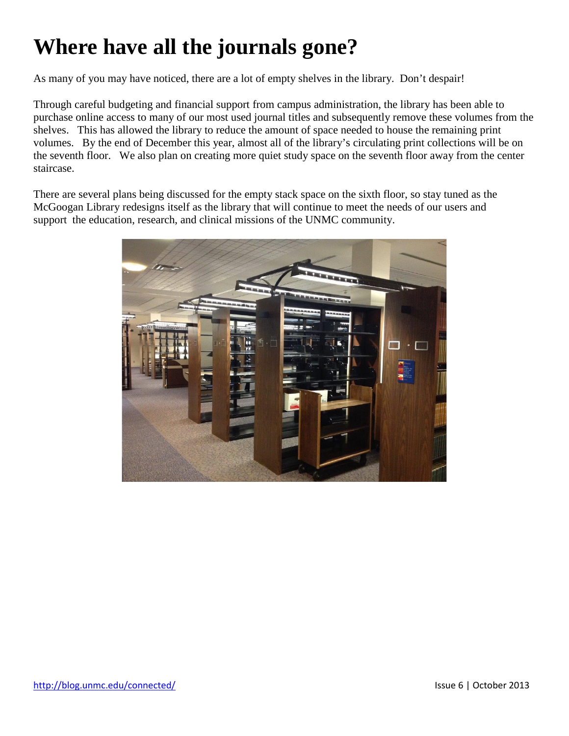# Where have all the journals gone?

As many of you may have noticed, there are a lot of empty shelves in the library. Don't despair!

Through careful budgeting and financial support from campus administration, the library has been able to purchase online access to many of our most used journal titles and subsequently remove these volumes from the shelves. This has allowed the library to reduce the amount of space needed to house the remaining print volumes. By the end of December this year, almost all of the library's circulating print collections will be on the seventh floor. We also plan on creating more quiet study space on the seventh floor away from the center staircase.

There are several plans being discussed for the empty stack space on the sixth floor, so stay tuned as the McGoogan Library redesigns itself as the library that will continue to meet the needs of our users and support the education, research, and clinical missions of the UNMC community.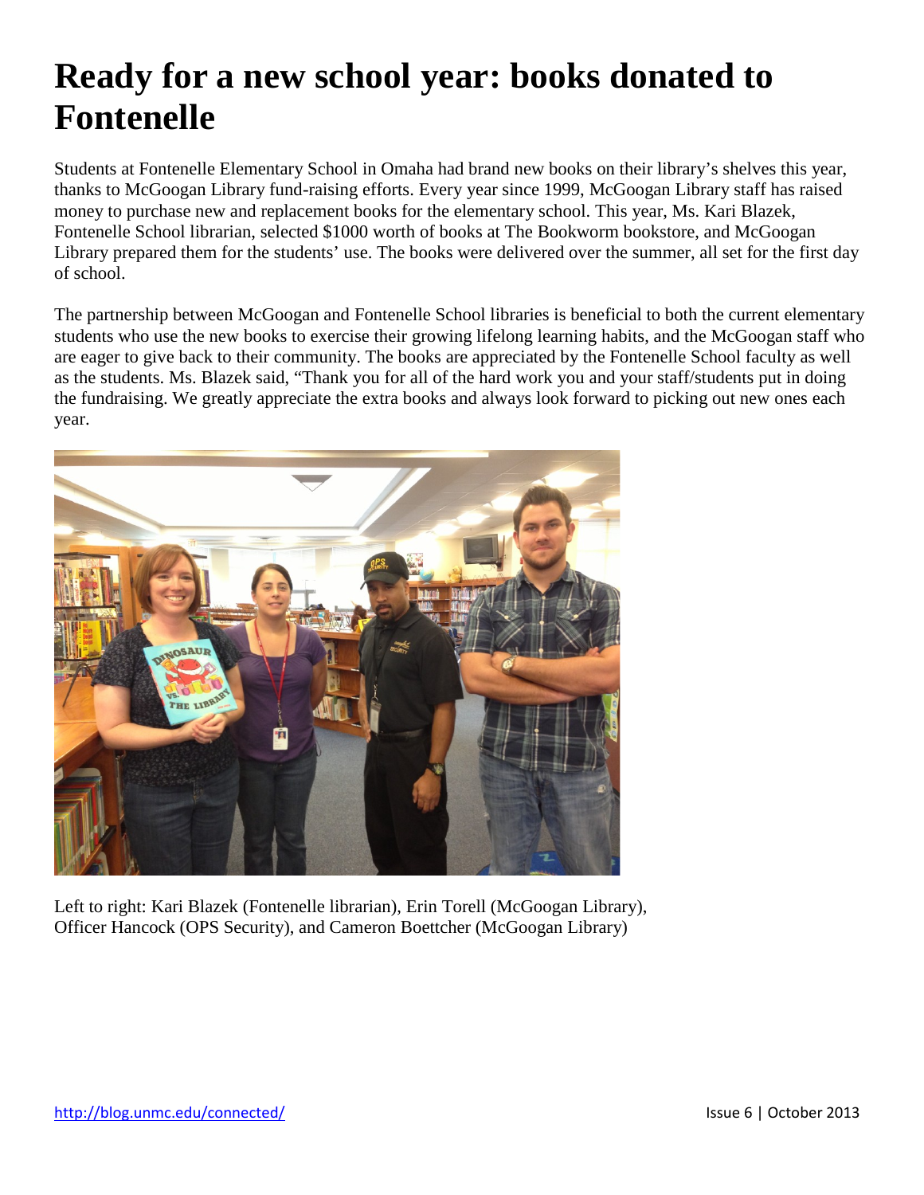# Ready for a new school year: books donated to Fontenelle

Students at Fontenelle Elementary School in Omaha had brand new books on their library's shelves this year, thanks to McGoogan Library fund-raising efforts. Every year since 1999, McGoogan Library staff has raised money to purchase new and replacement books for the elementary school. This year, Ms. Kari Blazek, Fontenelle School librarian, selected $1000 worth of books at The Bookworm bookstore, and McGoogan Library prepared them for the students' use. The books were delivered over the summer, all set for the first day of school.

The partnership between McGoogan and Fontenelle School libraries is beneficial to both the current elementary students who use the new books to exercise their growing lifelong learning habits, and the McGoogan staff who are eager to give back to their community. The books are appreciated by the Fontenelle School faculty as well as the students. Ms. Blazek said, "Thank you for all of the hard work you and your staff/students put in doing the fundraising. We greatly appreciate the extra books and always look forward to picking out new ones each year.

Left to right: Kari Blazek (Fontenelle librarian), Erin Torell (McGoogan Library), Officer Hancock (OPS Security), and Cameron Boettcher (McGoogan Library)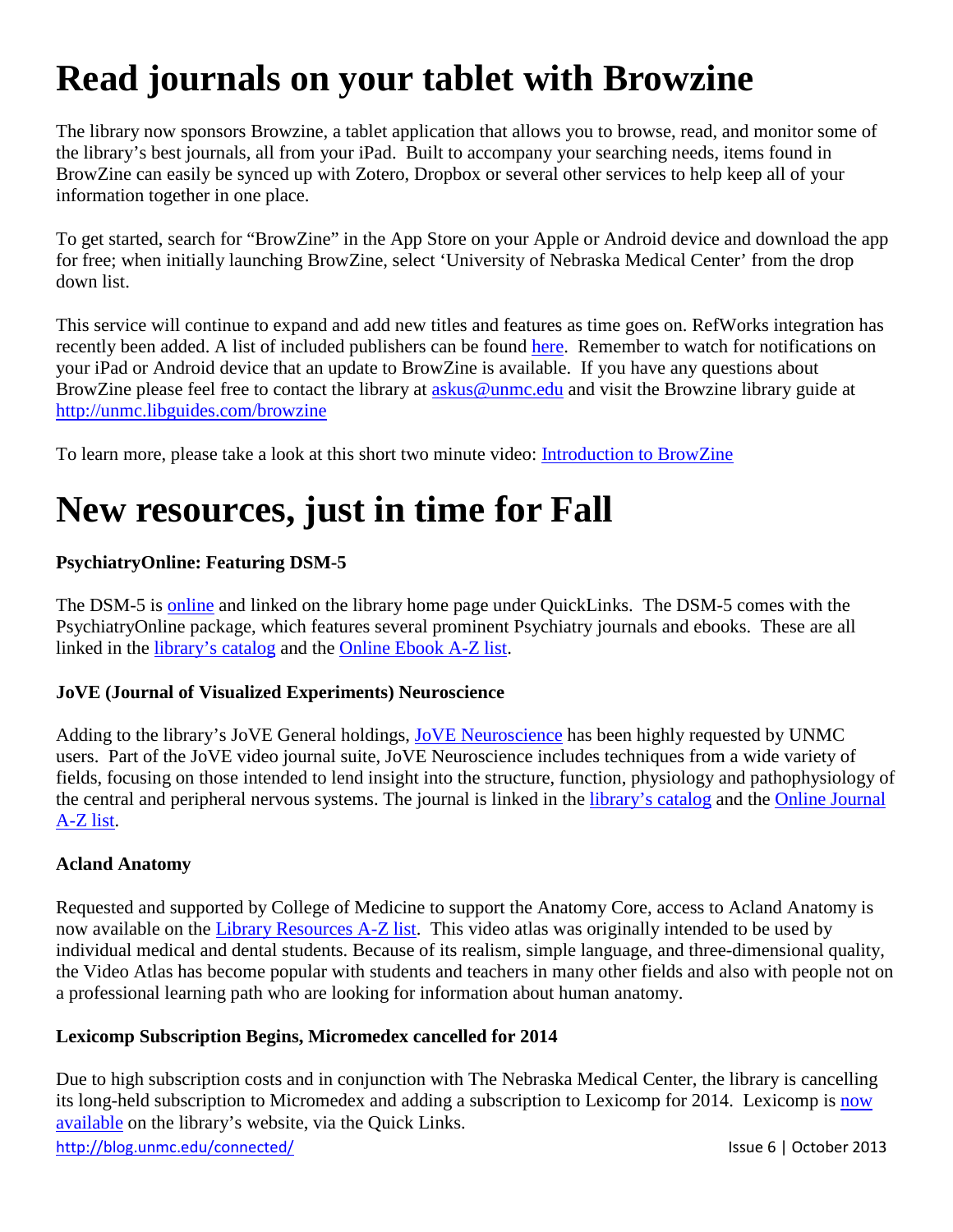# Read journals on your tablet with Browzine

The library now sponsors Browzine, a tablet application that allows you to browse, read, and monitor some of the library's best journals, all from your iPad. Built to accompany your searching needs, items found in BrowZine can easily be synced up with Zotero, Dropbox or several other services to help keep all of your information together in one place.

To get started, search for "BrowZine" in the App Store on your Apple or Android device and download the app for free; when initially launching BrowZine, select 'University of Nebraska Medical Center' from the drop down list.

This service will continue to expand and add new titles and features as time goes on. RefWorks integration has recently been added. A list of included publishers can be found here. Remember to watch for notifications on your iPad or Android device that an update to BrowZine is available. If you have any questions about BrowZine please feel free to contact the library at askus@unmc.edu and visit the Browzine library guide at http://unmc.libguides.com/browzine

To learn more, please take a look at this short two minute video: Introduction to BrowZine

# New resources, just in time for Fall

**PsychiatryOnline: Featuring DSM-5**

The DSM-5 is online and linked on the library home page under QuickLinks. The DSM-5 comes with the PsychiatryOnline package, which features several prominent Psychiatry journals and ebooks. These are all linked in the library's catalog and the Online Ebook A-Z list.

**JoVE (Journal of Visualized Experiments) Neuroscience**

Adding to the library's JoVE General holdings, JoVE Neuroscience has been highly requested by UNMC users. Part of the JoVE video journal suite, JoVE Neuroscience includes techniques from a wide variety of fields, focusing on those intended to lend insight into the structure, function, physiology and pathophysiology of the central and peripheral nervous systems. The journal is linked in the library's catalog and the Online Journal A-Z list.

**Acland Anatomy**

Requested and supported by College of Medicine to support the Anatomy Core, access to Acland Anatomy is now available on the Library Resources A-Z list. This video atlas was originally intended to be used by individual medical and dental students. Because of its realism, simple language, and three-dimensional quality, the Video Atlas has become popular with students and teachers in many other fields and also with people not on a professional learning path who are looking for information about human anatomy.

**Lexicomp Subscription Begins, Micromedex cancelled for 2014**

Due to high subscription costs and in conjunction with The Nebraska Medical Center, the library is cancelling its long-held subscription to Micromedex and adding a subscription to Lexicomp for 2014. Lexicomp is now available on the library's website, via the Quick Links.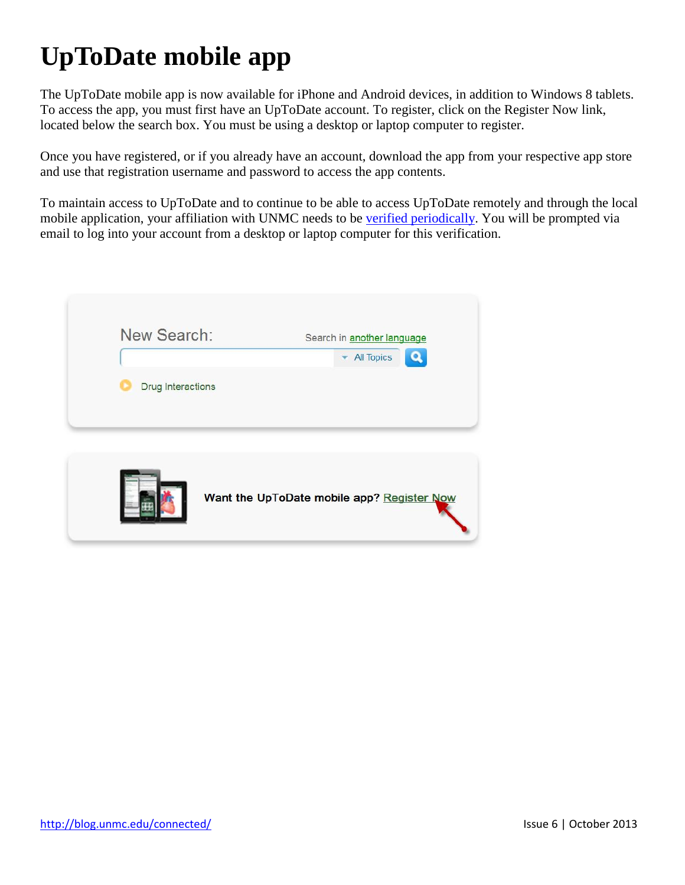# UpToDate mobile app

The UpToDate mobile app is now available for iPhone and Android devices, in addition to Windows 8 tablets. To access the app, you must first have an UpToDate account. To register, click on the Register Now link, located below the search box. You must be using a desktop or laptop computer to register.

Once you have registered, or if you already have an account, download the app from your respective app store and use that registration username and password to access the app contents.

To maintain access to UpToDate and to continue to be able to access UpToDate remotely and through the local mobile application, your affiliation with UNMC needs to be verified periodically. You will be prompted via email to log into your account from a desktop or laptop computer for this verification.

New Search: Search in another language

All Topics

Drug Interactions

Want the UpToDate mobile app? Register Now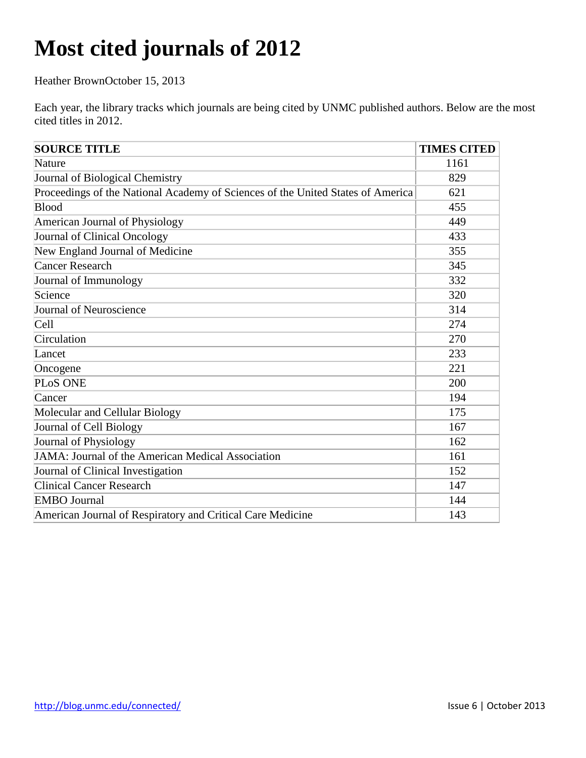# Most cited journals of 2012

Heather BrownOctober 15, 2013

Each year, the library tracks which journals are being cited by UNMC published authors. Below are the most cited titles in 2012.

| SOURCE TITLE | TIMES CITED |
|---|---|
| Nature | 1161 |
| Journal of Biological Chemistry | 829 |
| Proceedings of the National Academy of Sciences of the United States of America | 621 |
| Blood | 455 |
| American Journal of Physiology | 449 |
| Journal of Clinical Oncology | 433 |
| New England Journal of Medicine | 355 |
| Cancer Research | 345 |
| Journal of Immunology | 332 |
| Science | 320 |
| Journal of Neuroscience | 314 |
| Cell | 274 |
| Circulation | 270 |
| Lancet | 233 |
| Oncogene | 221 |
| PLoS ONE | 200 |
| Cancer | 194 |
| Molecular and Cellular Biology | 175 |
| Journal of Cell Biology | 167 |
| Journal of Physiology | 162 |
| JAMA: Journal of the American Medical Association | 161 |
| Journal of Clinical Investigation | 152 |
| Clinical Cancer Research | 147 |
| EMBO Journal | 144 |
| American Journal of Respiratory and Critical Care Medicine | 143 |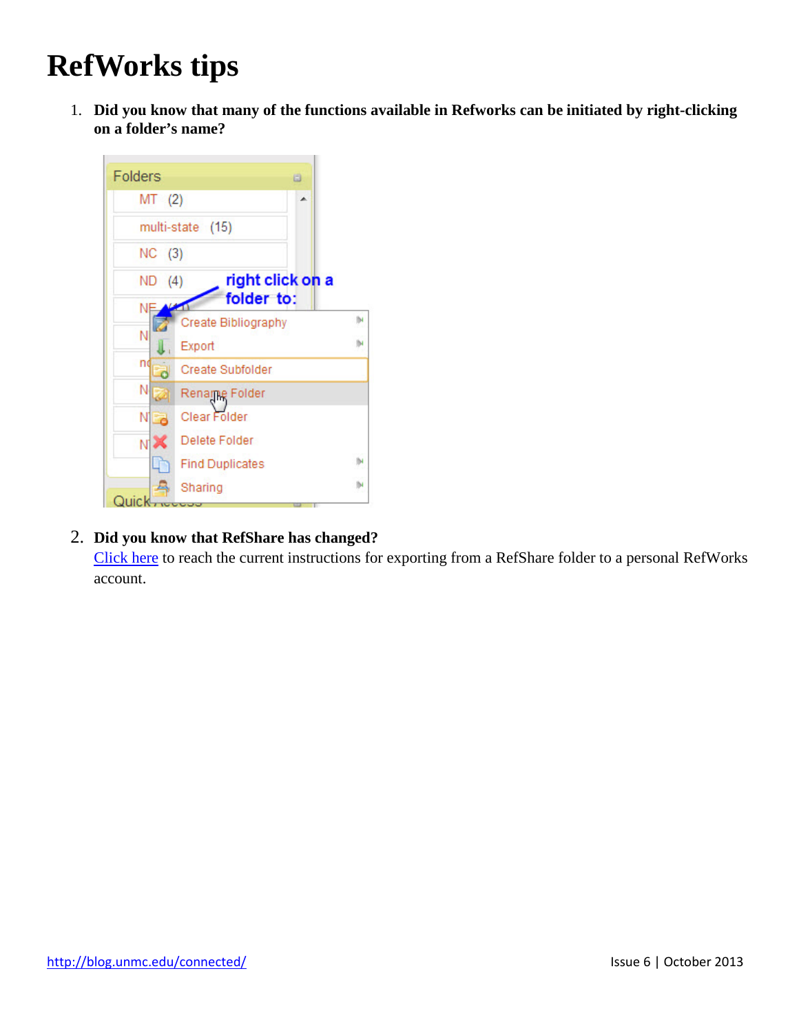# RefWorks tips

1. **Did you know that many of the functions available in Refworks can be initiated by right-clicking on a folder's name?**

2. **Did you know that RefShare has changed?**
   Click here to reach the current instructions for exporting from a RefShare folder to a personal RefWorks account.